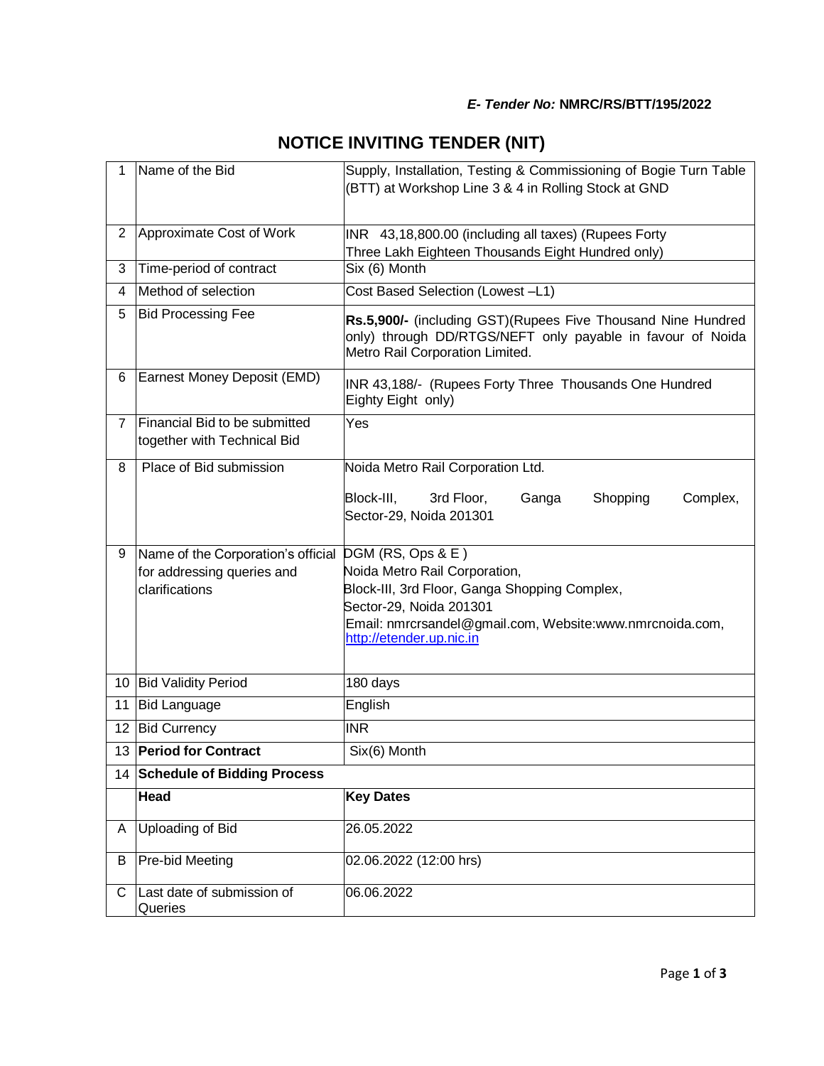***E- Tender No:*** **NMRC/RS/BTT/195/2022**

# NOTICE INVITING TENDER (NIT)

| 1 | Name of the Bid | Supply, Installation, Testing & Commissioning of Bogie Turn Table (BTT) at Workshop Line 3 & 4 in Rolling Stock at GND |
|---|---|---|
| 2 | Approximate Cost of Work | INR 43,18,800.00 (including all taxes) (Rupees Forty Three Lakh Eighteen Thousands Eight Hundred only) |
| 3 | Time-period of contract | Six (6) Month |
| 4 | Method of selection | Cost Based Selection (Lowest –L1) |
| 5 | Bid Processing Fee | **Rs.5,900/-** (including GST)(Rupees Five Thousand Nine Hundred only) through DD/RTGS/NEFT only payable in favour of Noida Metro Rail Corporation Limited. |
| 6 | Earnest Money Deposit (EMD) | INR 43,188/- (Rupees Forty Three Thousands One Hundred Eighty Eight only) |
| 7 | Financial Bid to be submitted together with Technical Bid | Yes |
| 8 | Place of Bid submission | Noida Metro Rail Corporation Ltd.<br><br>Block-III, 3rd Floor, Ganga Shopping Complex, Sector-29, Noida 201301 |
| 9 | Name of the Corporation's official for addressing queries and clarifications | DGM (RS, Ops & E )<br>Noida Metro Rail Corporation,<br>Block-III, 3rd Floor, Ganga Shopping Complex,<br>Sector-29, Noida 201301<br>Email: nmrcrsandel@gmail.com, Website:www.nmrcnoida.com, http://etender.up.nic.in |
| 10 | Bid Validity Period | 180 days |
| 11 | Bid Language | English |
| 12 | Bid Currency | INR |
| 13 | **Period for Contract** | Six(6) Month |
| 14 | **Schedule of Bidding Process** | |
| | **Head** | **Key Dates** |
| A | Uploading of Bid | 26.05.2022 |
| B | Pre-bid Meeting | 02.06.2022 (12:00 hrs) |
| C | Last date of submission of Queries | 06.06.2022 |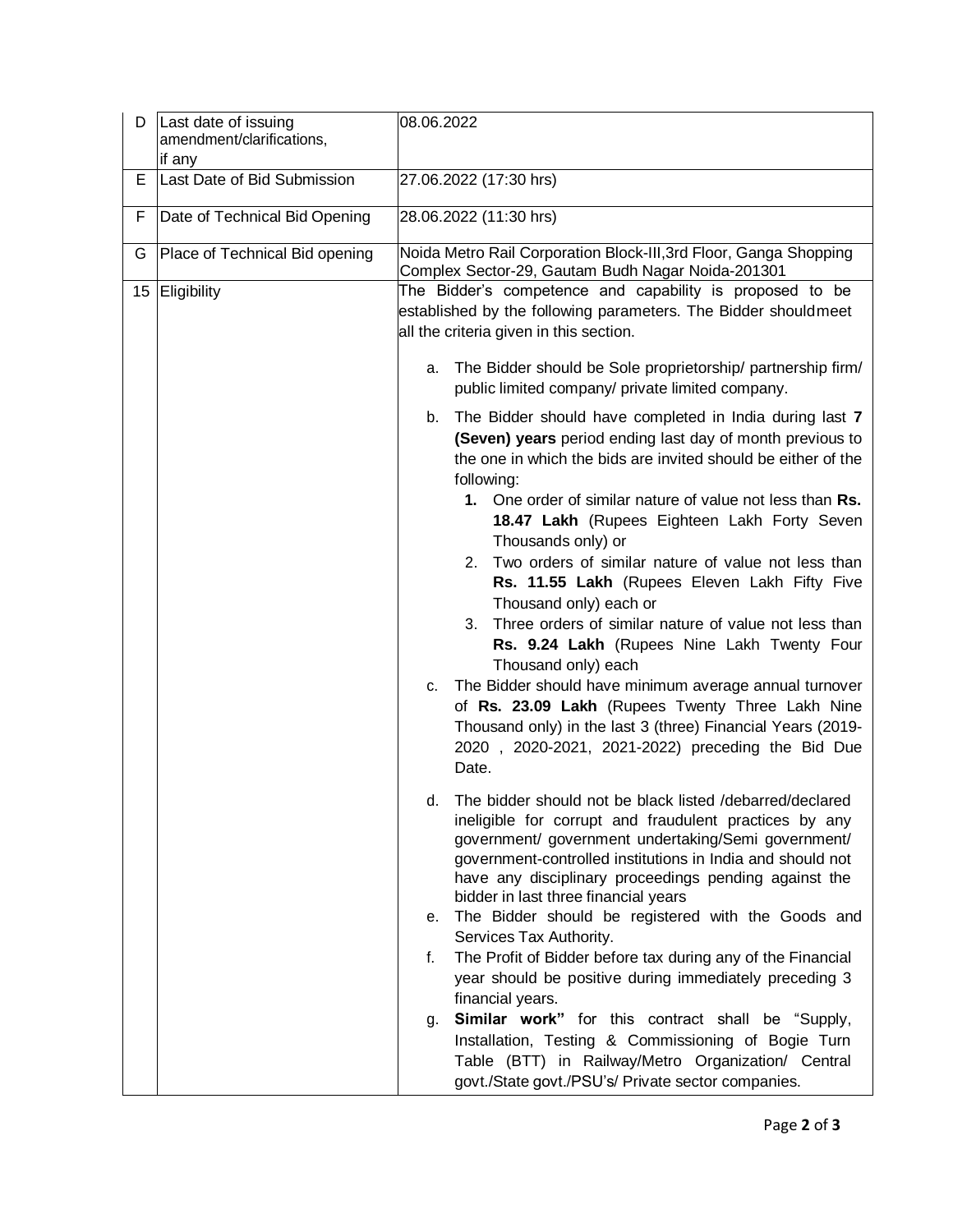| | | |
|---|---|---|
| D | Last date of issuing amendment/clarifications, if any | 08.06.2022 |
| E | Last Date of Bid Submission | 27.06.2022 (17:30 hrs) |
| F | Date of Technical Bid Opening | 28.06.2022 (11:30 hrs) |
| G | Place of Technical Bid opening | Noida Metro Rail Corporation Block-III,3rd Floor, Ganga Shopping Complex Sector-29, Gautam Budh Nagar Noida-201301 |
| 15 | Eligibility | The Bidder's competence and capability is proposed to be established by the following parameters. The Bidder shouldmeet all the criteria given in this section.<br><br>a. The Bidder should be Sole proprietorship/ partnership firm/ public limited company/ private limited company.<br><br>b. The Bidder should have completed in India during last **7 (Seven) years** period ending last day of month previous to the one in which the bids are invited should be either of the following:<br>**1.** One order of similar nature of value not less than **Rs. 18.47 Lakh** (Rupees Eighteen Lakh Forty Seven Thousands only) or<br>2. Two orders of similar nature of value not less than **Rs. 11.55 Lakh** (Rupees Eleven Lakh Fifty Five Thousand only) each or<br>3. Three orders of similar nature of value not less than **Rs. 9.24 Lakh** (Rupees Nine Lakh Twenty Four Thousand only) each<br>c. The Bidder should have minimum average annual turnover of **Rs. 23.09 Lakh** (Rupees Twenty Three Lakh Nine Thousand only) in the last 3 (three) Financial Years (2019-2020 , 2020-2021, 2021-2022) preceding the Bid Due Date.<br><br>d. The bidder should not be black listed /debarred/declared ineligible for corrupt and fraudulent practices by any government/ government undertaking/Semi government/ government-controlled institutions in India and should not have any disciplinary proceedings pending against the bidder in last three financial years<br>e. The Bidder should be registered with the Goods and Services Tax Authority.<br>f. The Profit of Bidder before tax during any of the Financial year should be positive during immediately preceding 3 financial years.<br>g. **Similar work"** for this contract shall be "Supply, Installation, Testing & Commissioning of Bogie Turn Table (BTT) in Railway/Metro Organization/ Central govt./State govt./PSU's/ Private sector companies. |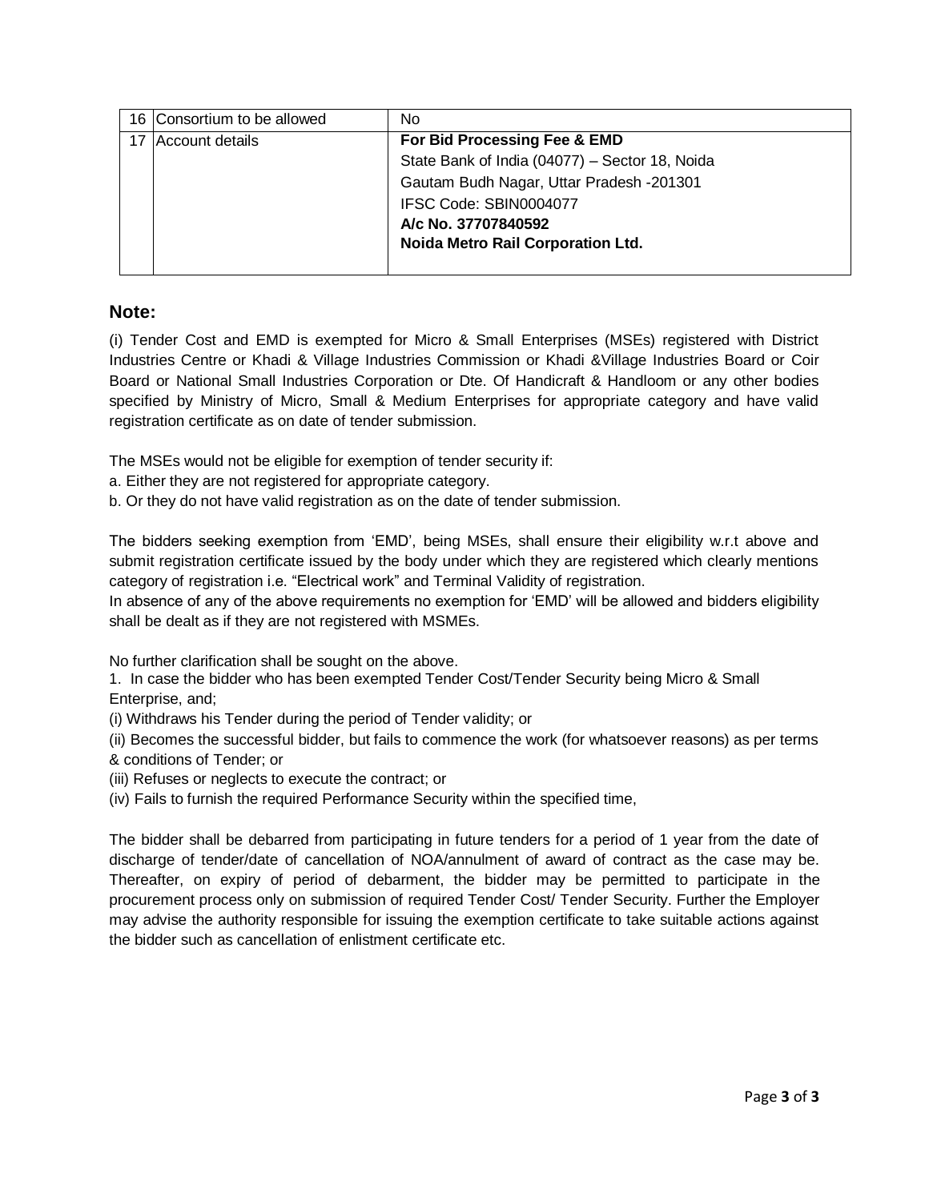| | | |
|---|---|---|
| 16 | Consortium to be allowed | No |
| 17 | Account details | **For Bid Processing Fee & EMD**<br>State Bank of India (04077) – Sector 18, Noida<br>Gautam Budh Nagar, Uttar Pradesh -201301<br>IFSC Code: SBIN0004077<br>**A/c No. 37707840592**<br>**Noida Metro Rail Corporation Ltd.** |

## Note:

(i) Tender Cost and EMD is exempted for Micro & Small Enterprises (MSEs) registered with District Industries Centre or Khadi & Village Industries Commission or Khadi &Village Industries Board or Coir Board or National Small Industries Corporation or Dte. Of Handicraft & Handloom or any other bodies specified by Ministry of Micro, Small & Medium Enterprises for appropriate category and have valid registration certificate as on date of tender submission.

The MSEs would not be eligible for exemption of tender security if:

a. Either they are not registered for appropriate category.

b. Or they do not have valid registration as on the date of tender submission.

The bidders seeking exemption from 'EMD', being MSEs, shall ensure their eligibility w.r.t above and submit registration certificate issued by the body under which they are registered which clearly mentions category of registration i.e. "Electrical work" and Terminal Validity of registration.

In absence of any of the above requirements no exemption for 'EMD' will be allowed and bidders eligibility shall be dealt as if they are not registered with MSMEs.

No further clarification shall be sought on the above.

1. In case the bidder who has been exempted Tender Cost/Tender Security being Micro & Small Enterprise, and;

(i) Withdraws his Tender during the period of Tender validity; or

(ii) Becomes the successful bidder, but fails to commence the work (for whatsoever reasons) as per terms & conditions of Tender; or

(iii) Refuses or neglects to execute the contract; or

(iv) Fails to furnish the required Performance Security within the specified time,

The bidder shall be debarred from participating in future tenders for a period of 1 year from the date of discharge of tender/date of cancellation of NOA/annulment of award of contract as the case may be. Thereafter, on expiry of period of debarment, the bidder may be permitted to participate in the procurement process only on submission of required Tender Cost/ Tender Security. Further the Employer may advise the authority responsible for issuing the exemption certificate to take suitable actions against the bidder such as cancellation of enlistment certificate etc.